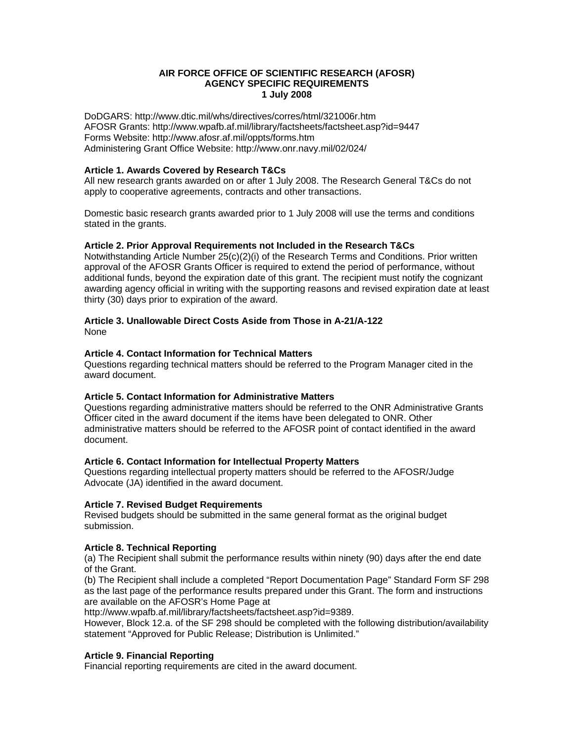# AIR FORCE OFFICE OF SCIENTIFIC RESEARCH (AFOSR)
## AGENCY SPECIFIC REQUIREMENTS
### 1 July 2008

DoDGARS: http://www.dtic.mil/whs/directives/corres/html/321006r.htm
AFOSR Grants: http://www.wpafb.af.mil/library/factsheets/factsheet.asp?id=9447
Forms Website: http://www.afosr.af.mil/oppts/forms.htm
Administering Grant Office Website: http://www.onr.navy.mil/02/024/

**Article 1. Awards Covered by Research T&Cs**
All new research grants awarded on or after 1 July 2008. The Research General T&Cs do not apply to cooperative agreements, contracts and other transactions.

Domestic basic research grants awarded prior to 1 July 2008 will use the terms and conditions stated in the grants.

**Article 2. Prior Approval Requirements not Included in the Research T&Cs**
Notwithstanding Article Number 25(c)(2)(i) of the Research Terms and Conditions. Prior written approval of the AFOSR Grants Officer is required to extend the period of performance, without additional funds, beyond the expiration date of this grant. The recipient must notify the cognizant awarding agency official in writing with the supporting reasons and revised expiration date at least thirty (30) days prior to expiration of the award.

**Article 3. Unallowable Direct Costs Aside from Those in A-21/A-122**
None

**Article 4. Contact Information for Technical Matters**
Questions regarding technical matters should be referred to the Program Manager cited in the award document.

**Article 5. Contact Information for Administrative Matters**
Questions regarding administrative matters should be referred to the ONR Administrative Grants Officer cited in the award document if the items have been delegated to ONR. Other administrative matters should be referred to the AFOSR point of contact identified in the award document.

**Article 6. Contact Information for Intellectual Property Matters**
Questions regarding intellectual property matters should be referred to the AFOSR/Judge Advocate (JA) identified in the award document.

**Article 7. Revised Budget Requirements**
Revised budgets should be submitted in the same general format as the original budget submission.

**Article 8. Technical Reporting**
(a) The Recipient shall submit the performance results within ninety (90) days after the end date of the Grant.
(b) The Recipient shall include a completed "Report Documentation Page" Standard Form SF 298 as the last page of the performance results prepared under this Grant. The form and instructions are available on the AFOSR's Home Page at
http://www.wpafb.af.mil/library/factsheets/factsheet.asp?id=9389.
However, Block 12.a. of the SF 298 should be completed with the following distribution/availability statement "Approved for Public Release; Distribution is Unlimited."

**Article 9. Financial Reporting**
Financial reporting requirements are cited in the award document.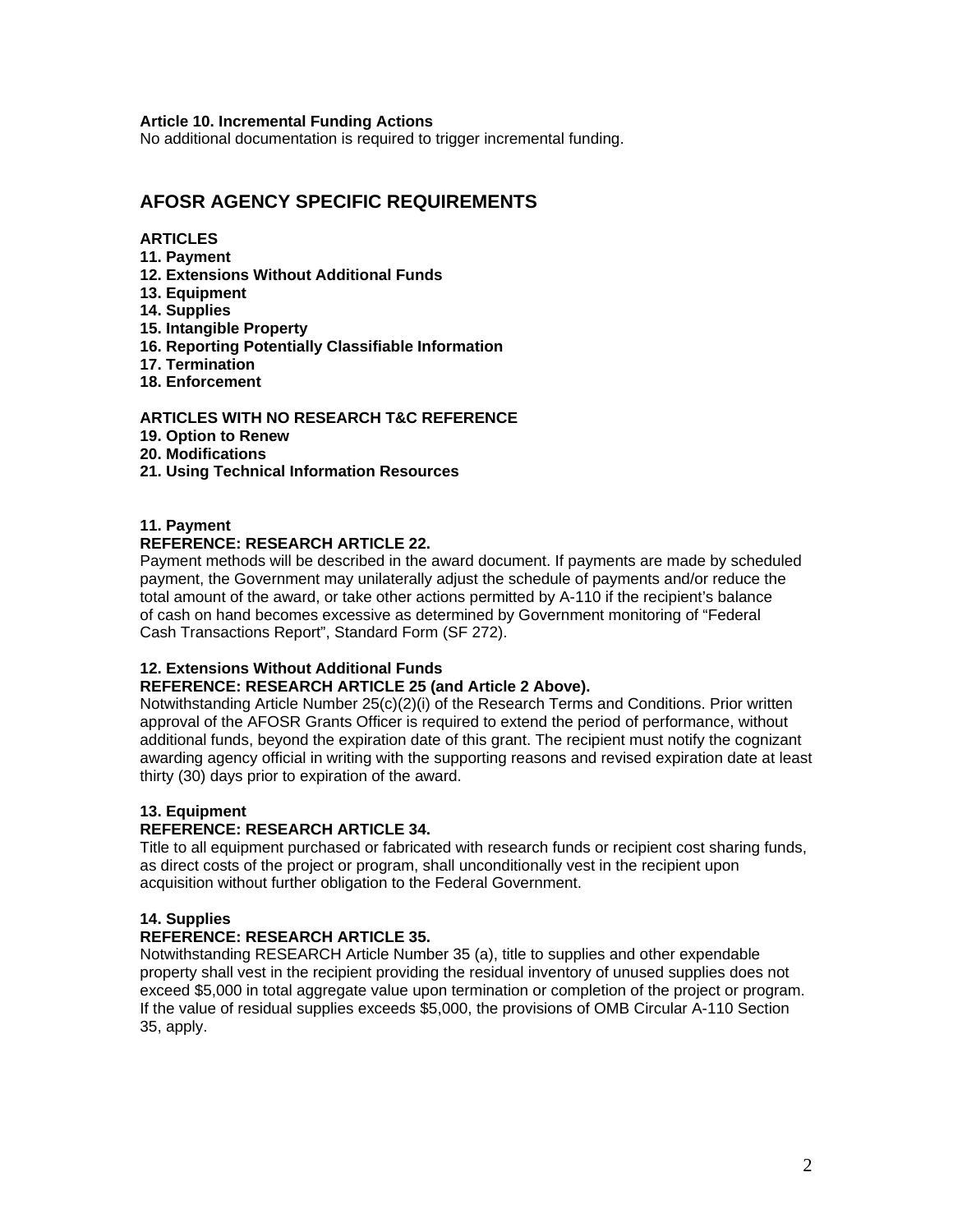**Article 10. Incremental Funding Actions**
No additional documentation is required to trigger incremental funding.

## AFOSR AGENCY SPECIFIC REQUIREMENTS

**ARTICLES**
**11. Payment**
**12. Extensions Without Additional Funds**
**13. Equipment**
**14. Supplies**
**15. Intangible Property**
**16. Reporting Potentially Classifiable Information**
**17. Termination**
**18. Enforcement**

**ARTICLES WITH NO RESEARCH T&C REFERENCE**
**19. Option to Renew**
**20. Modifications**
**21. Using Technical Information Resources**

**11. Payment**
**REFERENCE: RESEARCH ARTICLE 22.**
Payment methods will be described in the award document. If payments are made by scheduled payment, the Government may unilaterally adjust the schedule of payments and/or reduce the total amount of the award, or take other actions permitted by A-110 if the recipient's balance of cash on hand becomes excessive as determined by Government monitoring of "Federal Cash Transactions Report", Standard Form (SF 272).

**12. Extensions Without Additional Funds**
**REFERENCE: RESEARCH ARTICLE 25 (and Article 2 Above).**
Notwithstanding Article Number 25(c)(2)(i) of the Research Terms and Conditions. Prior written approval of the AFOSR Grants Officer is required to extend the period of performance, without additional funds, beyond the expiration date of this grant. The recipient must notify the cognizant awarding agency official in writing with the supporting reasons and revised expiration date at least thirty (30) days prior to expiration of the award.

**13. Equipment**
**REFERENCE: RESEARCH ARTICLE 34.**
Title to all equipment purchased or fabricated with research funds or recipient cost sharing funds, as direct costs of the project or program, shall unconditionally vest in the recipient upon acquisition without further obligation to the Federal Government.

**14. Supplies**
**REFERENCE: RESEARCH ARTICLE 35.**
Notwithstanding RESEARCH Article Number 35 (a), title to supplies and other expendable property shall vest in the recipient providing the residual inventory of unused supplies does not exceed $5,000 in total aggregate value upon termination or completion of the project or program. If the value of residual supplies exceeds $5,000, the provisions of OMB Circular A-110 Section 35, apply.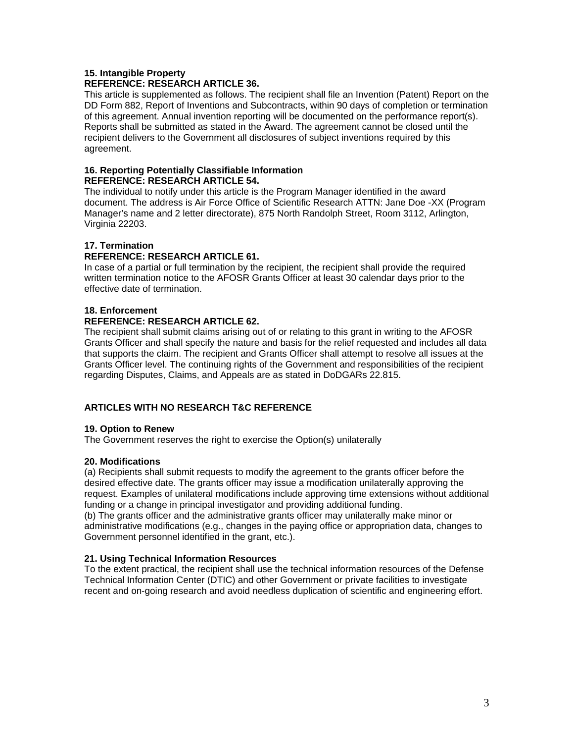**15. Intangible Property**
**REFERENCE: RESEARCH ARTICLE 36.**
This article is supplemented as follows. The recipient shall file an Invention (Patent) Report on the DD Form 882, Report of Inventions and Subcontracts, within 90 days of completion or termination of this agreement. Annual invention reporting will be documented on the performance report(s). Reports shall be submitted as stated in the Award. The agreement cannot be closed until the recipient delivers to the Government all disclosures of subject inventions required by this agreement.

**16. Reporting Potentially Classifiable Information**
**REFERENCE: RESEARCH ARTICLE 54.**
The individual to notify under this article is the Program Manager identified in the award document. The address is Air Force Office of Scientific Research ATTN: Jane Doe -XX (Program Manager's name and 2 letter directorate), 875 North Randolph Street, Room 3112, Arlington, Virginia 22203.

**17. Termination**
**REFERENCE: RESEARCH ARTICLE 61.**
In case of a partial or full termination by the recipient, the recipient shall provide the required written termination notice to the AFOSR Grants Officer at least 30 calendar days prior to the effective date of termination.

**18. Enforcement**
**REFERENCE: RESEARCH ARTICLE 62.**
The recipient shall submit claims arising out of or relating to this grant in writing to the AFOSR Grants Officer and shall specify the nature and basis for the relief requested and includes all data that supports the claim. The recipient and Grants Officer shall attempt to resolve all issues at the Grants Officer level. The continuing rights of the Government and responsibilities of the recipient regarding Disputes, Claims, and Appeals are as stated in DoDGARs 22.815.

**ARTICLES WITH NO RESEARCH T&C REFERENCE**

**19. Option to Renew**
The Government reserves the right to exercise the Option(s) unilaterally

**20. Modifications**
(a) Recipients shall submit requests to modify the agreement to the grants officer before the desired effective date. The grants officer may issue a modification unilaterally approving the request. Examples of unilateral modifications include approving time extensions without additional funding or a change in principal investigator and providing additional funding.
(b) The grants officer and the administrative grants officer may unilaterally make minor or administrative modifications (e.g., changes in the paying office or appropriation data, changes to Government personnel identified in the grant, etc.).

**21. Using Technical Information Resources**
To the extent practical, the recipient shall use the technical information resources of the Defense Technical Information Center (DTIC) and other Government or private facilities to investigate recent and on-going research and avoid needless duplication of scientific and engineering effort.